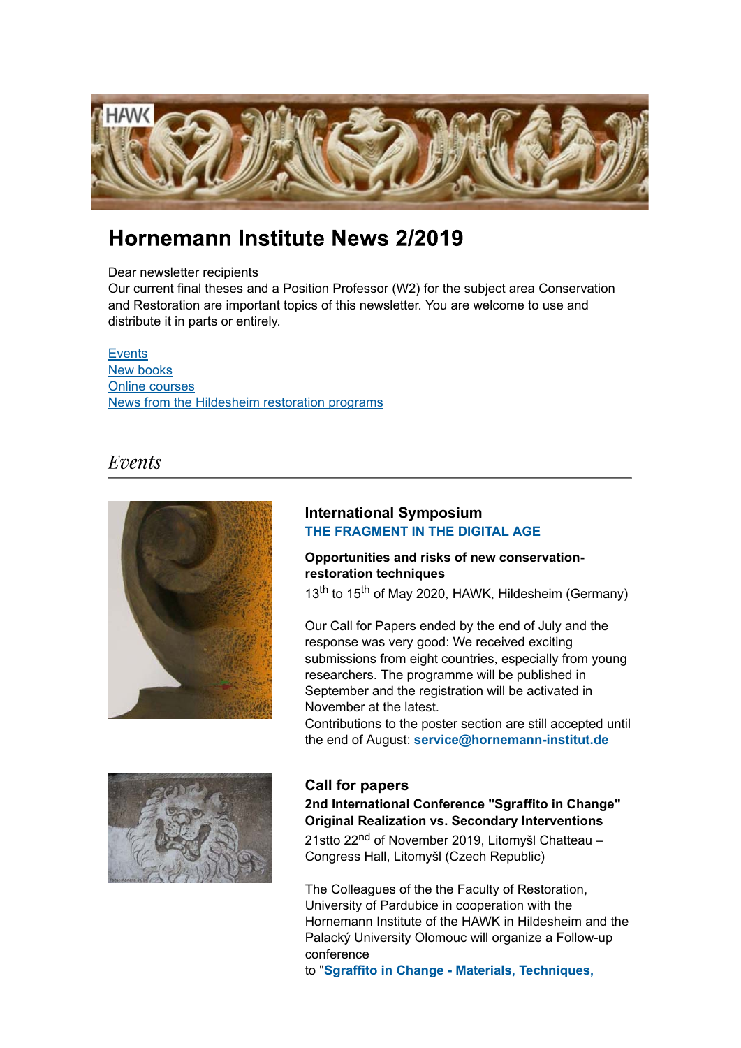# Hornemann Institute News 2/2019

Dear newsletter recipients
Our current final theses and a Position Professor (W2) for the subject area Conservation and Restoration are important topics of this newsletter. You are welcome to use and distribute it in parts or entirely.

[Events](#)
[New books](#)
[Online courses](#)
[News from the Hildesheim restoration programs](#)

## *Events*

### International Symposium
**THE FRAGMENT IN THE DIGITAL AGE**

**Opportunities and risks of new conservation-restoration techniques**

13th to 15th of May 2020, HAWK, Hildesheim (Germany)

Our Call for Papers ended by the end of July and the response was very good: We received exciting submissions from eight countries, especially from young researchers. The programme will be published in September and the registration will be activated in November at the latest.
Contributions to the poster section are still accepted until the end of August: **service@hornemann-institut.de**

### Call for papers
**2nd International Conference "Sgraffito in Change" Original Realization vs. Secondary Interventions**

21stto 22nd of November 2019, Litomyšl Chatteau – Congress Hall, Litomyšl (Czech Republic)

The Colleagues of the the Faculty of Restoration, University of Pardubice in cooperation with the Hornemann Institute of the HAWK in Hildesheim and the Palacký University Olomouc will organize a Follow-up conference
to "**Sgraffito in Change - Materials, Techniques,**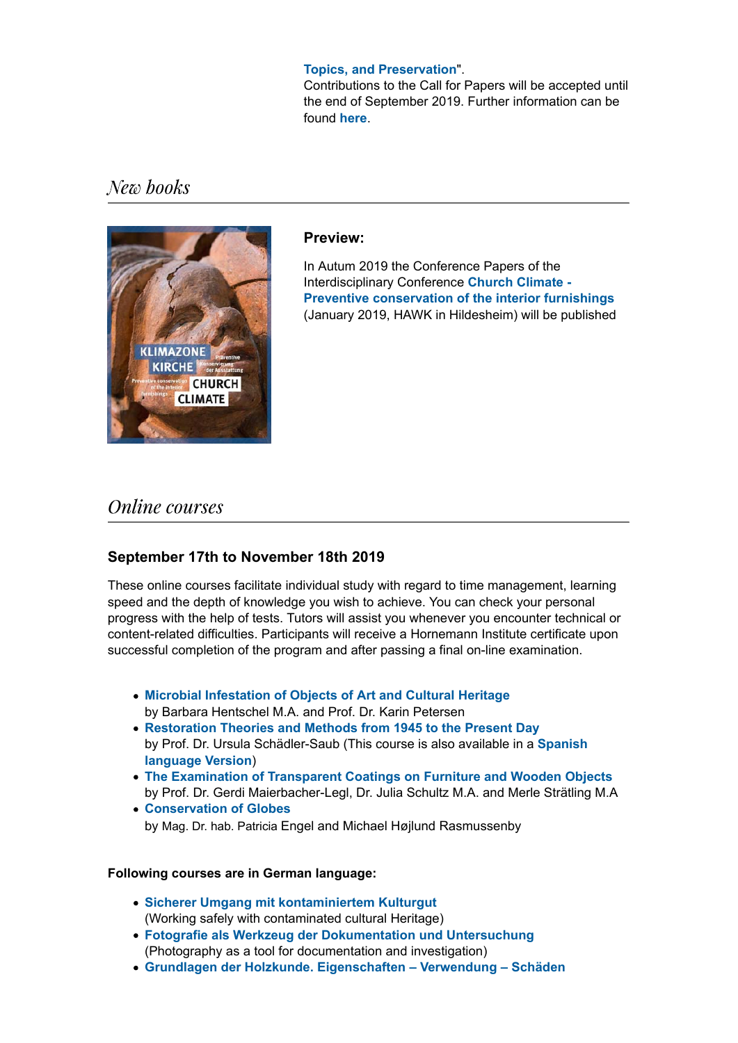**Topics, and Preservation**".
Contributions to the Call for Papers will be accepted until the end of September 2019. Further information can be found **here**.

## *New books*

### Preview:

In Autum 2019 the Conference Papers of the Interdisciplinary Conference **Church Climate - Preventive conservation of the interior furnishings** (January 2019, HAWK in Hildesheim) will be published

## *Online courses*

### September 17th to November 18th 2019

These online courses facilitate individual study with regard to time management, learning speed and the depth of knowledge you wish to achieve. You can check your personal progress with the help of tests. Tutors will assist you whenever you encounter technical or content-related difficulties. Participants will receive a Hornemann Institute certificate upon successful completion of the program and after passing a final on-line examination.

- **Microbial Infestation of Objects of Art and Cultural Heritage**
  by Barbara Hentschel M.A. and Prof. Dr. Karin Petersen
- **Restoration Theories and Methods from 1945 to the Present Day**
  by Prof. Dr. Ursula Schädler-Saub (This course is also available in a **Spanish language Version**)
- **The Examination of Transparent Coatings on Furniture and Wooden Objects**
  by Prof. Dr. Gerdi Maierbacher-Legl, Dr. Julia Schultz M.A. and Merle Strätling M.A
- **Conservation of Globes**
  by Mag. Dr. hab. Patricia Engel and Michael Højlund Rasmussenby

**Following courses are in German language:**

- **Sicherer Umgang mit kontaminiertem Kulturgut**
  (Working safely with contaminated cultural Heritage)
- **Fotografie als Werkzeug der Dokumentation und Untersuchung**
  (Photography as a tool for documentation and investigation)
- **Grundlagen der Holzkunde. Eigenschaften – Verwendung – Schäden**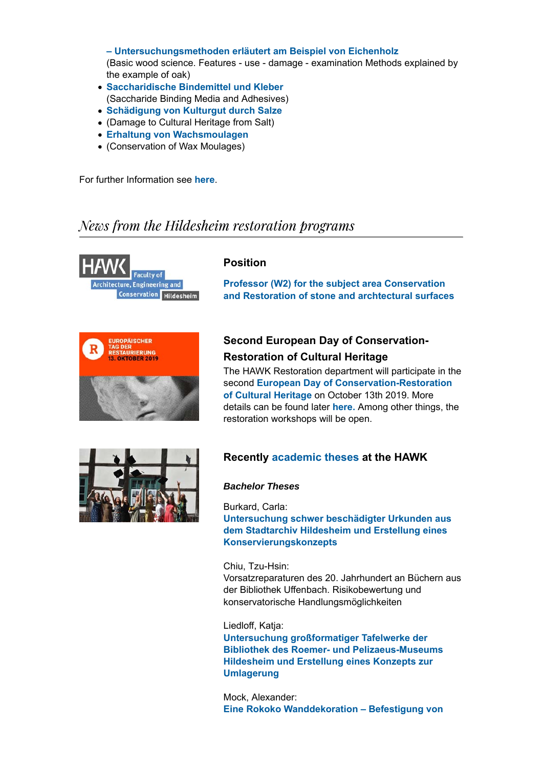**– Untersuchungsmethoden erläutert am Beispiel von Eichenholz**
(Basic wood science. Features - use - damage - examination Methods explained by the example of oak)

- **Saccharidische Bindemittel und Kleber**
(Saccharide Binding Media and Adhesives)
- **Schädigung von Kulturgut durch Salze**
- (Damage to Cultural Heritage from Salt)
- **Erhaltung von Wachsmoulagen**
- (Conservation of Wax Moulages)

For further Information see **here**.

## *News from the Hildesheim restoration programs*

### Position

**Professor (W2) for the subject area Conservation and Restoration of stone and archtectural surfaces**

### Second European Day of Conservation-Restoration of Cultural Heritage

The HAWK Restoration department will participate in the second **European Day of Conservation-Restoration of Cultural Heritage** on October 13th 2019. More details can be found later **here.** Among other things, the restoration workshops will be open.

### Recently academic theses at the HAWK

***Bachelor Theses***

Burkard, Carla:
**Untersuchung schwer beschädigter Urkunden aus dem Stadtarchiv Hildesheim und Erstellung eines Konservierungskonzepts**

Chiu, Tzu-Hsin:
Vorsatzreparaturen des 20. Jahrhundert an Büchern aus der Bibliothek Uffenbach. Risikobewertung und konservatorische Handlungsmöglichkeiten

Liedloff, Katja:
**Untersuchung großformatiger Tafelwerke der Bibliothek des Roemer- und Pelizaeus-Museums Hildesheim und Erstellung eines Konzepts zur Umlagerung**

Mock, Alexander:
**Eine Rokoko Wanddekoration – Befestigung von**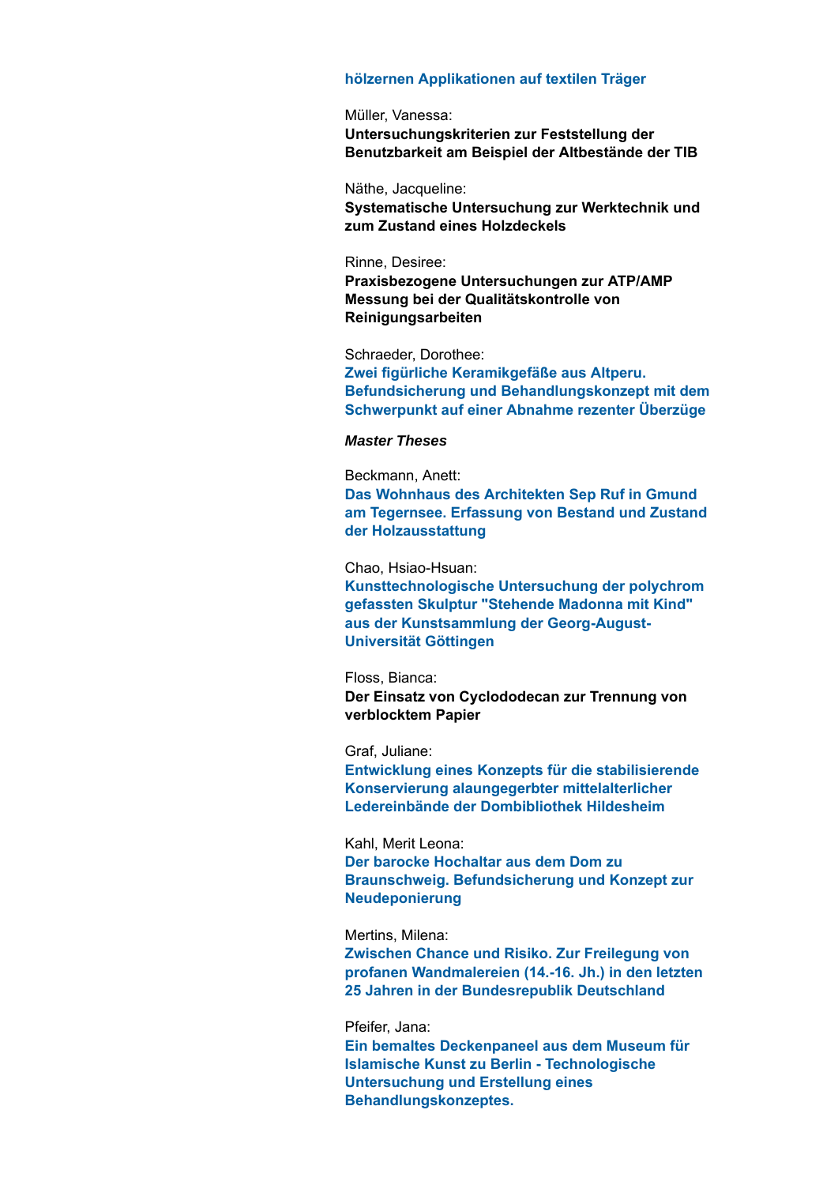**hölzernen Applikationen auf textilen Träger**

Müller, Vanessa:
**Untersuchungskriterien zur Feststellung der Benutzbarkeit am Beispiel der Altbestände der TIB**

Näthe, Jacqueline:
**Systematische Untersuchung zur Werktechnik und zum Zustand eines Holzdeckels**

Rinne, Desiree:
**Praxisbezogene Untersuchungen zur ATP/AMP Messung bei der Qualitätskontrolle von Reinigungsarbeiten**

Schraeder, Dorothee:
**Zwei figürliche Keramikgefäße aus Altperu. Befundsicherung und Behandlungskonzept mit dem Schwerpunkt auf einer Abnahme rezenter Überzüge**

***Master Theses***

Beckmann, Anett:
**Das Wohnhaus des Architekten Sep Ruf in Gmund am Tegernsee. Erfassung von Bestand und Zustand der Holzausstattung**

Chao, Hsiao-Hsuan:
**Kunsttechnologische Untersuchung der polychrom gefassten Skulptur "Stehende Madonna mit Kind" aus der Kunstsammlung der Georg-August-Universität Göttingen**

Floss, Bianca:
**Der Einsatz von Cyclododecan zur Trennung von verblocktem Papier**

Graf, Juliane:
**Entwicklung eines Konzepts für die stabilisierende Konservierung alaungegerbter mittelalterlicher Ledereinbände der Dombibliothek Hildesheim**

Kahl, Merit Leona:
**Der barocke Hochaltar aus dem Dom zu Braunschweig. Befundsicherung und Konzept zur Neudeponierung**

Mertins, Milena:
**Zwischen Chance und Risiko. Zur Freilegung von profanen Wandmalereien (14.-16. Jh.) in den letzten 25 Jahren in der Bundesrepublik Deutschland**

Pfeifer, Jana:
**Ein bemaltes Deckenpaneel aus dem Museum für Islamische Kunst zu Berlin - Technologische Untersuchung und Erstellung eines Behandlungskonzeptes.**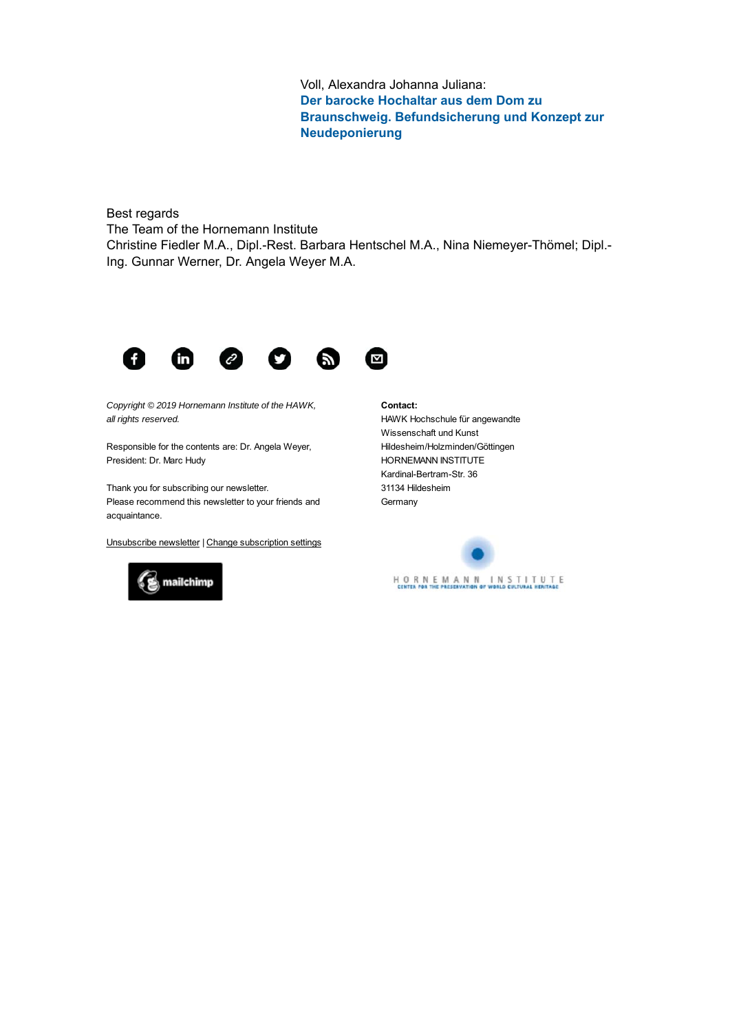Voll, Alexandra Johanna Juliana:
**Der barocke Hochaltar aus dem Dom zu Braunschweig. Befundsicherung und Konzept zur Neudeponierung**

Best regards
The Team of the Hornemann Institute
Christine Fiedler M.A., Dipl.-Rest. Barbara Hentschel M.A., Nina Niemeyer-Thömel; Dipl.-Ing. Gunnar Werner, Dr. Angela Weyer M.A.

*Copyright © 2019 Hornemann Institute of the HAWK, all rights reserved.*

Responsible for the contents are: Dr. Angela Weyer, President: Dr. Marc Hudy

Thank you for subscribing our newsletter.
Please recommend this newsletter to your friends and acquaintance.

Unsubscribe newsletter | Change subscription settings

**Contact:**
HAWK Hochschule für angewandte Wissenschaft und Kunst
Hildesheim/Holzminden/Göttingen
HORNEMANN INSTITUTE
Kardinal-Bertram-Str. 36
31134 Hildesheim
Germany

HORNEMANN INSTITUTE
CENTER FOR THE PRESERVATION OF WORLD CULTURAL HERITAGE